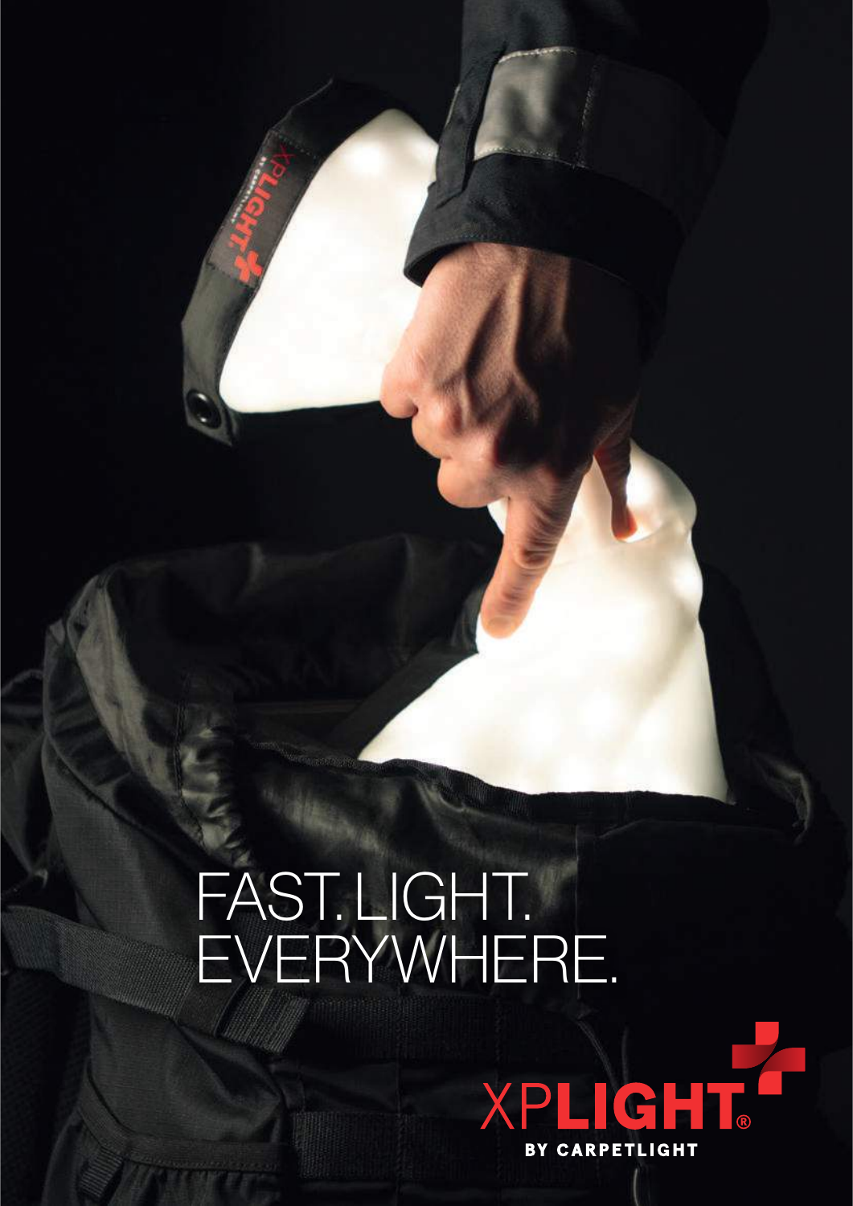# FAST. LIGHT. EVERYWHERE.

XPLIGHT®
BY CARPETLIGHT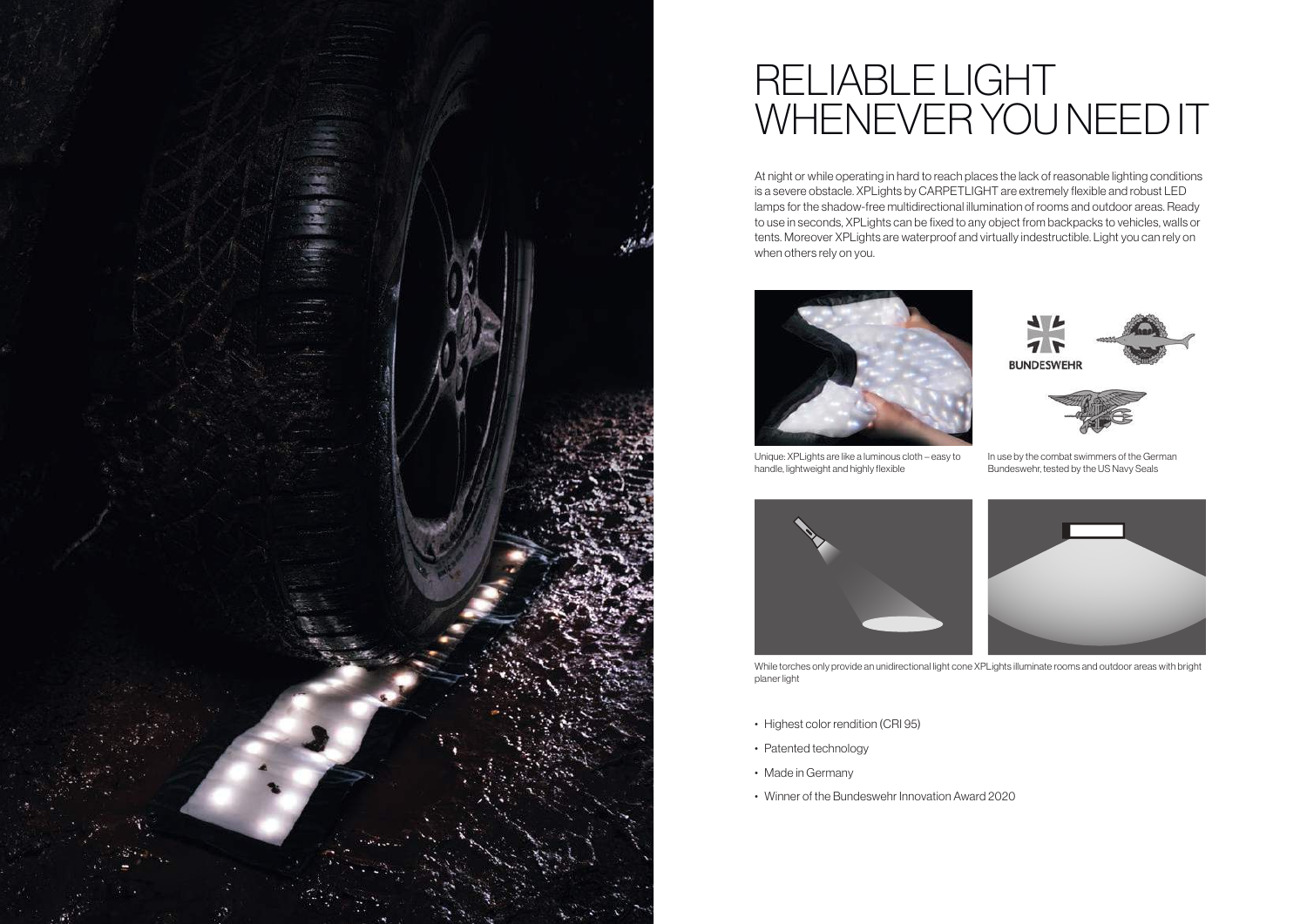# RELIABLE LIGHT WHENEVER YOU NEED IT

At night or while operating in hard to reach places the lack of reasonable lighting conditions is a severe obstacle. XPLights by CARPETLIGHT are extremely flexible and robust LED lamps for the shadow-free multidirectional illumination of rooms and outdoor areas. Ready to use in seconds, XPLights can be fixed to any object from backpacks to vehicles, walls or tents. Moreover XPLights are waterproof and virtually indestructible. Light you can rely on when others rely on you.

Unique: XPLights are like a luminous cloth – easy to handle, lightweight and highly flexible

In use by the combat swimmers of the German Bundeswehr, tested by the US Navy Seals

While torches only provide an unidirectional light cone XPLights illuminate rooms and outdoor areas with bright planer light

- Highest color rendition (CRI 95)
- Patented technology
- Made in Germany
- Winner of the Bundeswehr Innovation Award 2020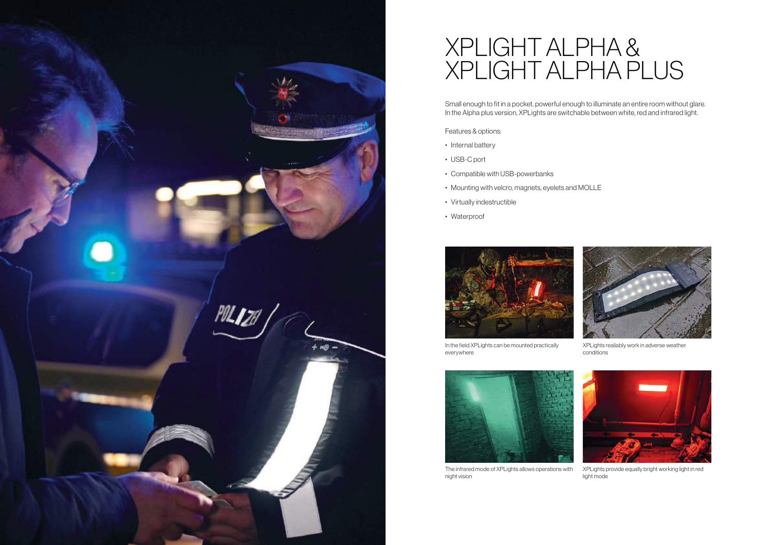# XPLIGHT ALPHA & XPLIGHT ALPHA PLUS

Small enough to fit in a pocket, powerful enough to illuminate an entire room without glare. In the Alpha plus version, XPLights are switchable between white, red and infrared light.

Features & options:

- Internal battery
- USB-C port
- Compatible with USB-powerbanks
- Mounting with velcro, magnets, eyelets and MOLLE
- Virtually indestructible
- Waterproof

In the field XPLights can be mounted practically everywhere

XPLights realiably work in adverse weather conditions

The infrared mode of XPLights allows operations with night vision

XPLights provide equally bright working light in red light mode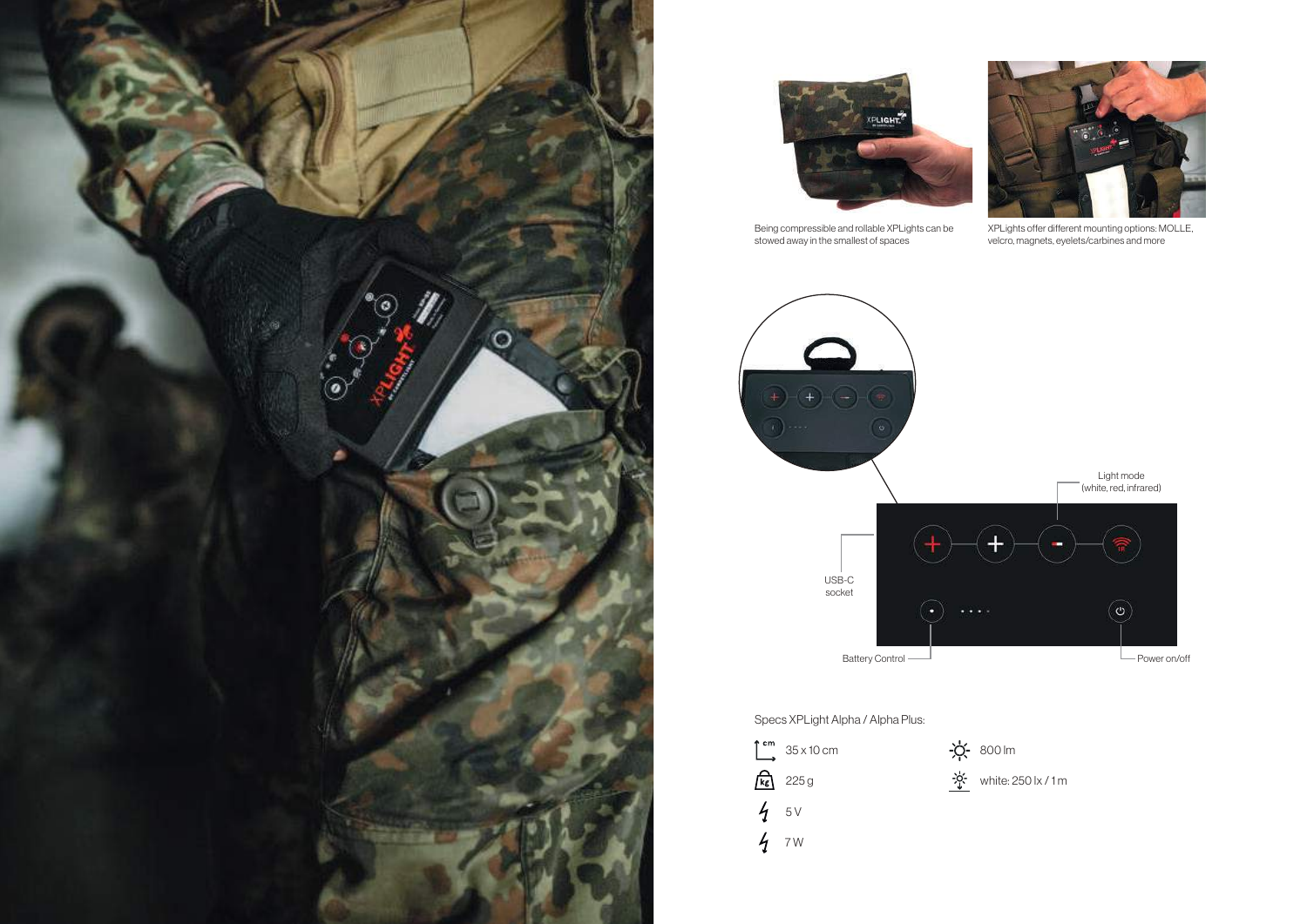Being compressible and rollable XPLights can be stowed away in the smallest of spaces

XPLights offer different mounting options: MOLLE, velcro, magnets, eyelets/carbines and more

Light mode (white, red, infrared)

USB-C socket

Battery Control

Power on/off

Specs XPLight Alpha / Alpha Plus:

- 35 x 10 cm
- 225 g
- 5 V
- 7 W
- 800 lm
- white: 250 lx / 1 m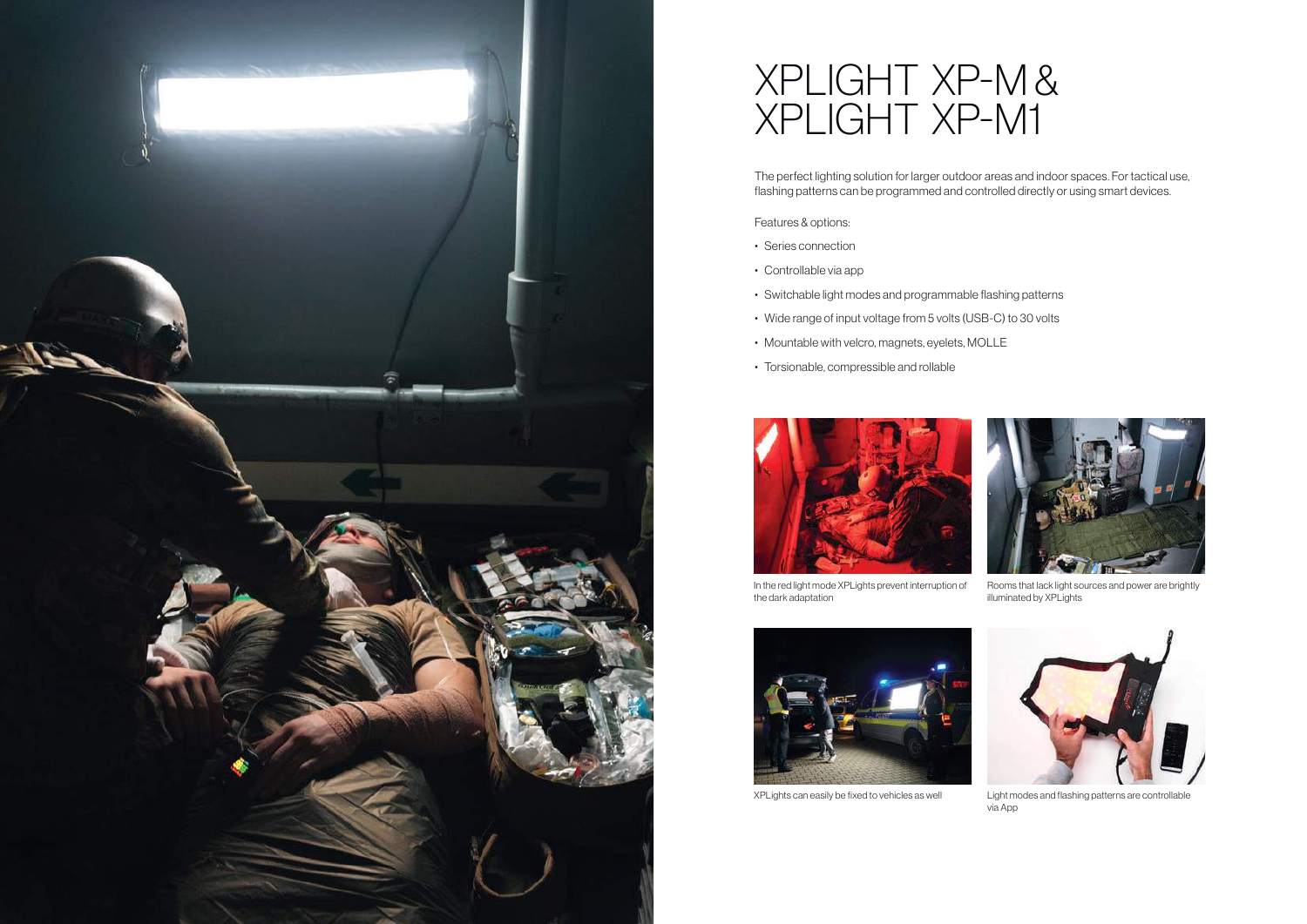# XPLIGHT XP-M & XPLIGHT XP-M1

The perfect lighting solution for larger outdoor areas and indoor spaces. For tactical use, flashing patterns can be programmed and controlled directly or using smart devices.

Features & options:

- Series connection
- Controllable via app
- Switchable light modes and programmable flashing patterns
- Wide range of input voltage from 5 volts (USB-C) to 30 volts
- Mountable with velcro, magnets, eyelets, MOLLE
- Torsionable, compressible and rollable

In the red light mode XPLights prevent interruption of the dark adaptation

Rooms that lack light sources and power are brightly illuminated by XPLights

XPLights can easily be fixed to vehicles as well

Light modes and flashing patterns are controllable via App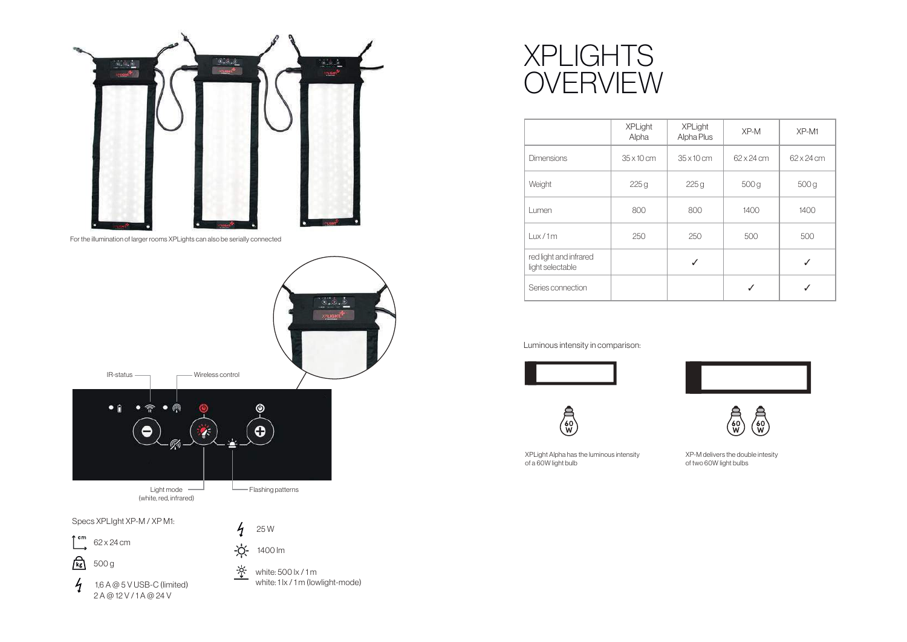For the illumination of larger rooms XPLights can also be serially connected

IR-status

Wireless control

Light mode
(white, red, infrared)

Flashing patterns

Specs XPLIght XP-M / XP M1:

62 x 24 cm

500 g

1,6 A @ 5 V USB-C (limited)
2 A @ 12 V / 1 A @ 24 V

25 W

1400 lm

white: 500 lx / 1 m
white: 1 lx / 1 m (lowlight-mode)

# XPLIGHTS OVERVIEW

| | XPLight Alpha | XPLight Alpha Plus | XP-M | XP-M1 |
|---|---|---|---|---|
| Dimensions | 35 x 10 cm | 35 x 10 cm | 62 x 24 cm | 62 x 24 cm |
| Weight | 225 g | 225 g | 500 g | 500 g |
| Lumen | 800 | 800 | 1400 | 1400 |
| Lux / 1 m | 250 | 250 | 500 | 500 |
| red light and infrared light selectable | | ✓ | | ✓ |
| Series connection | | | ✓ | ✓ |

Luminous intensity in comparison:

XPLight Alpha has the luminous intensity of a 60W light bulb

XP-M delivers the double intesity of two 60W light bulbs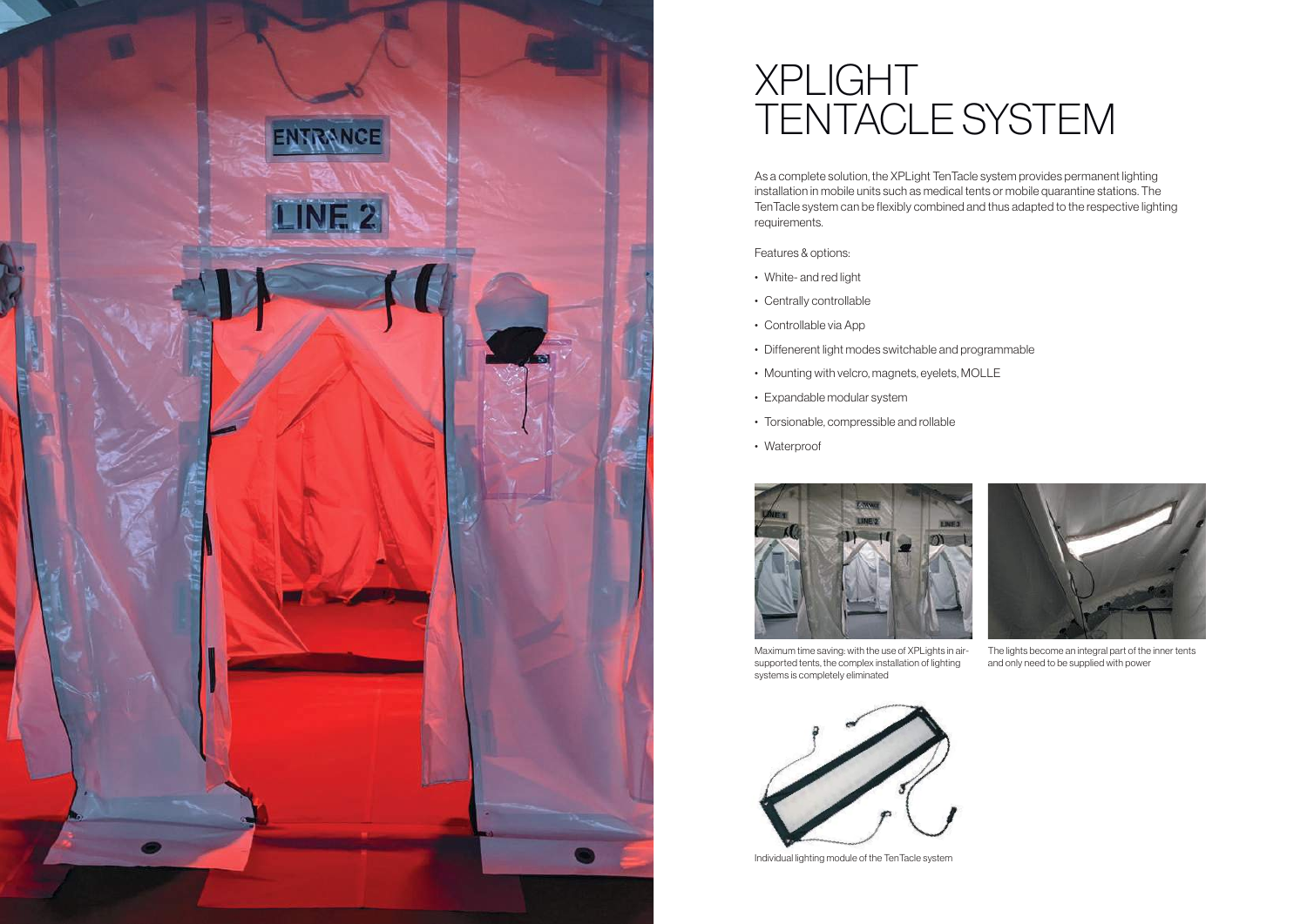# XPLIGHT TENTACLE SYSTEM

As a complete solution, the XPLight TenTacle system provides permanent lighting installation in mobile units such as medical tents or mobile quarantine stations. The TenTacle system can be flexibly combined and thus adapted to the respective lighting requirements.

Features & options:

- White- and red light
- Centrally controllable
- Controllable via App
- Diffenerent light modes switchable and programmable
- Mounting with velcro, magnets, eyelets, MOLLE
- Expandable modular system
- Torsionable, compressible and rollable
- Waterproof

Maximum time saving: with the use of XPLights in air-supported tents, the complex installation of lighting systems is completely eliminated

The lights become an integral part of the inner tents and only need to be supplied with power

Individual lighting module of the TenTacle system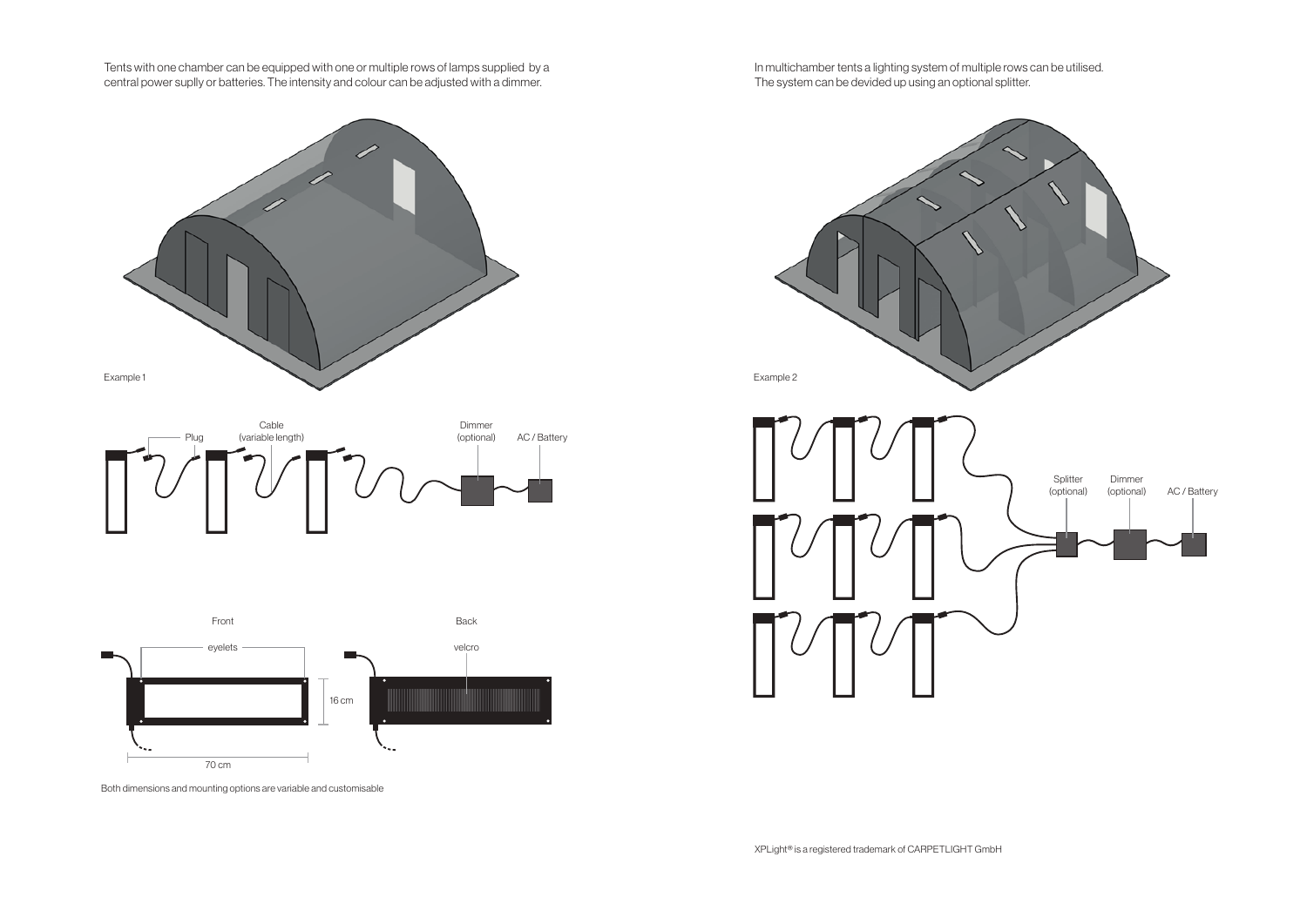Tents with one chamber can be equipped with one or multiple rows of lamps supplied by a central power suplly or batteries. The intensity and colour can be adjusted with a dimmer.

Example 1

Plug

Cable (variable length)

Dimmer (optional)

AC / Battery

Front

eyelets

16 cm

70 cm

Back

velcro

Both dimensions and mounting options are variable and customisable

In multichamber tents a lighting system of multiple rows can be utilised. The system can be devided up using an optional splitter.

Example 2

Splitter (optional)

Dimmer (optional)

AC / Battery

XPLight® is a registered trademark of CARPETLIGHT GmbH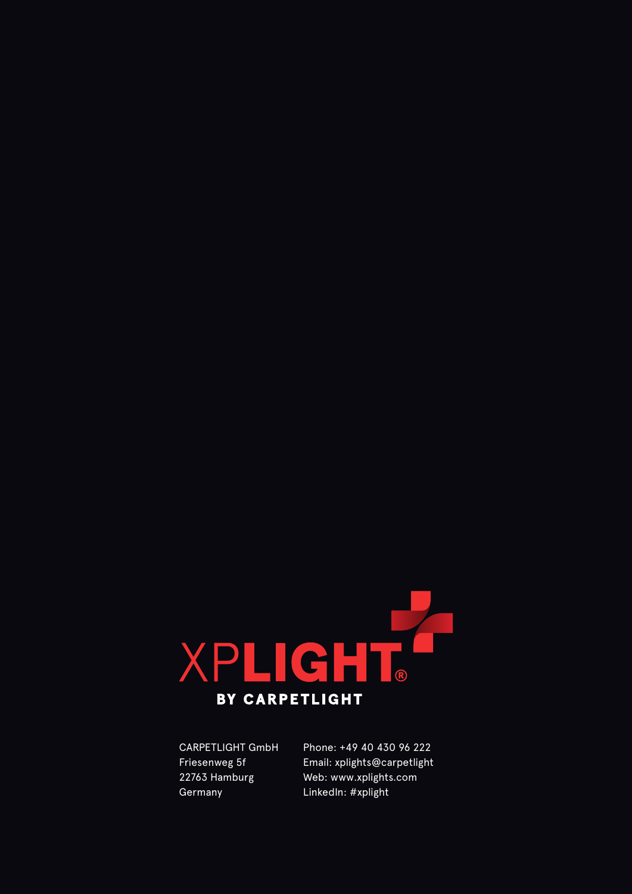XPLIGHT®

BY CARPETLIGHT

CARPETLIGHT GmbH
Friesenweg 5f
22763 Hamburg
Germany

Phone: +49 40 430 96 222
Email: xplights@carpetlight
Web: www.xplights.com
LinkedIn: #xplight